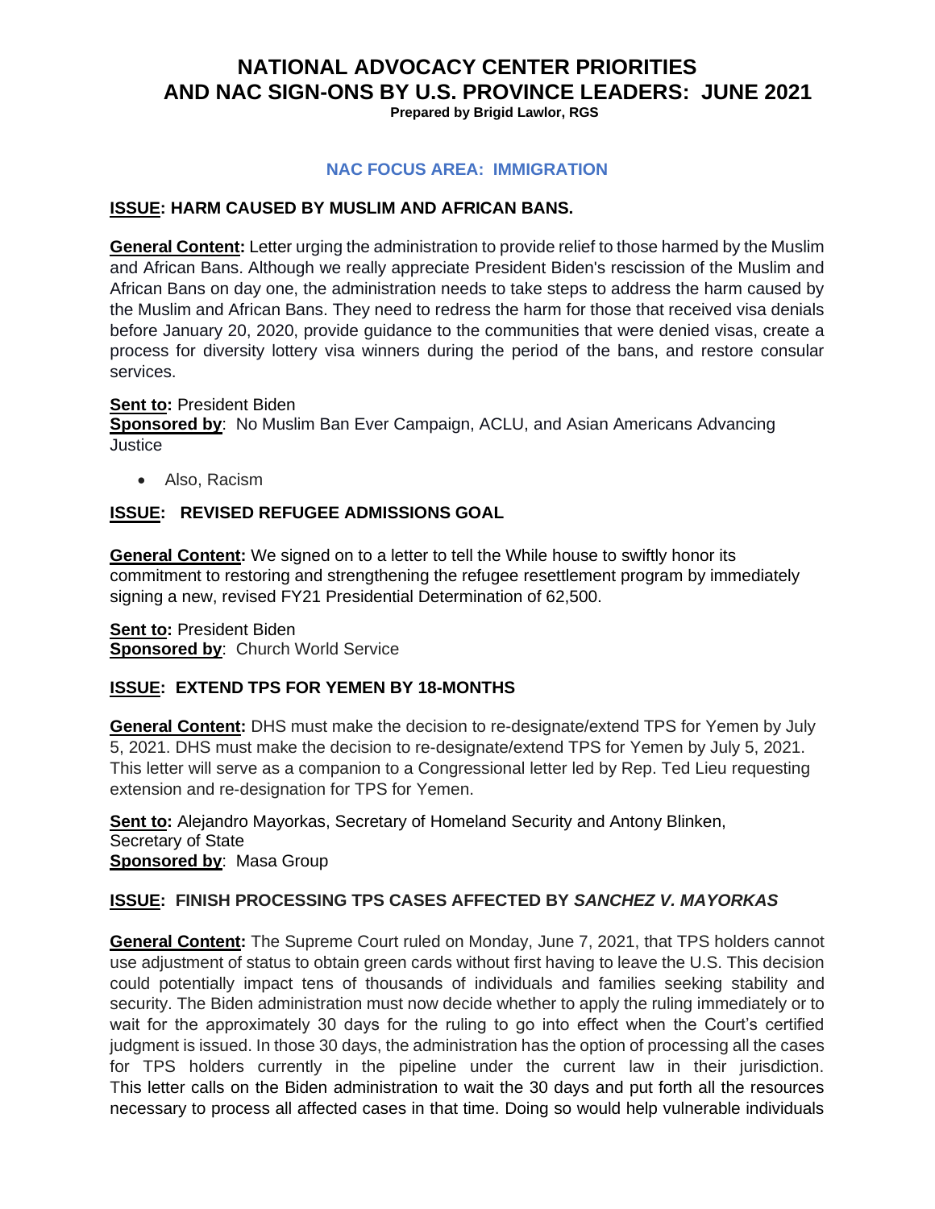# NATIONAL ADVOCACY CENTER PRIORITIES AND NAC SIGN-ONS BY U.S. PROVINCE LEADERS: JUNE 2021

**Prepared by Brigid Lawlor, RGS**

## NAC FOCUS AREA: IMMIGRATION

### ISSUE: HARM CAUSED BY MUSLIM AND AFRICAN BANS.

**General Content:** Letter urging the administration to provide relief to those harmed by the Muslim and African Bans. Although we really appreciate President Biden's rescission of the Muslim and African Bans on day one, the administration needs to take steps to address the harm caused by the Muslim and African Bans. They need to redress the harm for those that received visa denials before January 20, 2020, provide guidance to the communities that were denied visas, create a process for diversity lottery visa winners during the period of the bans, and restore consular services.

**Sent to:** President Biden
**Sponsored by**: No Muslim Ban Ever Campaign, ACLU, and Asian Americans Advancing Justice

- Also, Racism

### ISSUE: REVISED REFUGEE ADMISSIONS GOAL

**General Content:** We signed on to a letter to tell the While house to swiftly honor its commitment to restoring and strengthening the refugee resettlement program by immediately signing a new, revised FY21 Presidential Determination of 62,500.

**Sent to:** President Biden
**Sponsored by**: Church World Service

### ISSUE: EXTEND TPS FOR YEMEN BY 18-MONTHS

**General Content:** DHS must make the decision to re-designate/extend TPS for Yemen by July 5, 2021. DHS must make the decision to re-designate/extend TPS for Yemen by July 5, 2021. This letter will serve as a companion to a Congressional letter led by Rep. Ted Lieu requesting extension and re-designation for TPS for Yemen.

**Sent to:** Alejandro Mayorkas, Secretary of Homeland Security and Antony Blinken, Secretary of State
**Sponsored by**: Masa Group

### ISSUE: FINISH PROCESSING TPS CASES AFFECTED BY *SANCHEZ V. MAYORKAS*

**General Content:** The Supreme Court ruled on Monday, June 7, 2021, that TPS holders cannot use adjustment of status to obtain green cards without first having to leave the U.S. This decision could potentially impact tens of thousands of individuals and families seeking stability and security. The Biden administration must now decide whether to apply the ruling immediately or to wait for the approximately 30 days for the ruling to go into effect when the Court's certified judgment is issued. In those 30 days, the administration has the option of processing all the cases for TPS holders currently in the pipeline under the current law in their jurisdiction. This letter calls on the Biden administration to wait the 30 days and put forth all the resources necessary to process all affected cases in that time. Doing so would help vulnerable individuals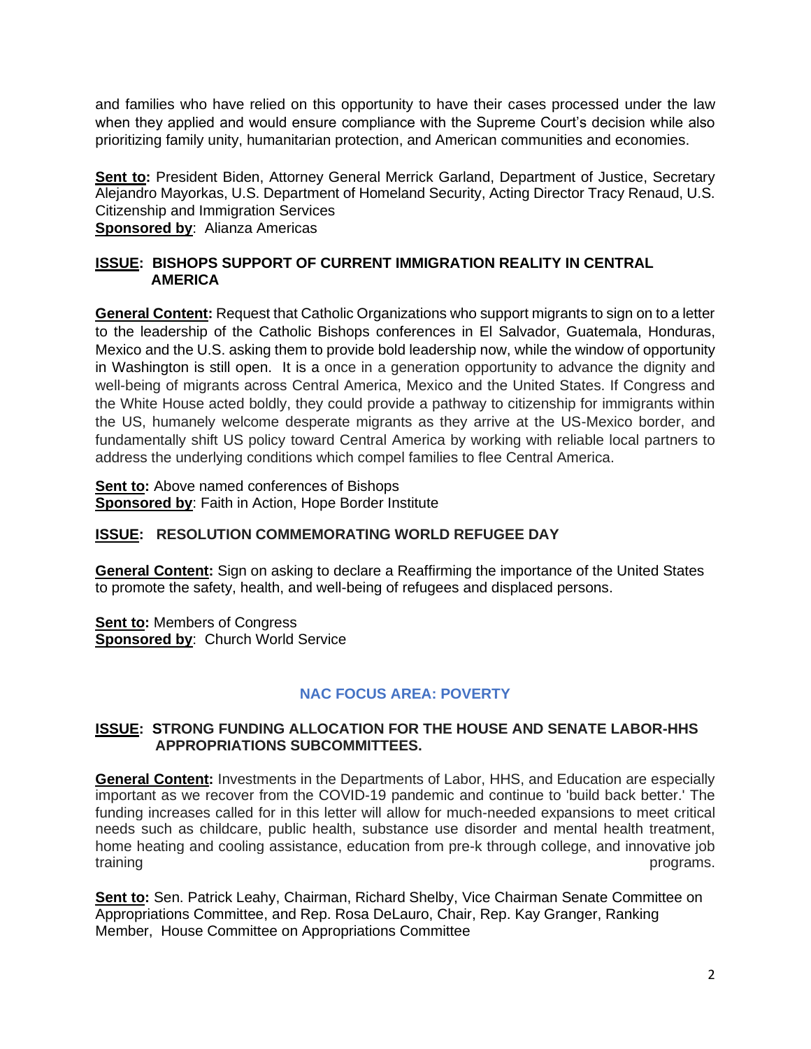and families who have relied on this opportunity to have their cases processed under the law when they applied and would ensure compliance with the Supreme Court's decision while also prioritizing family unity, humanitarian protection, and American communities and economies.

**<u>Sent to</u>:** President Biden, Attorney General Merrick Garland, Department of Justice, Secretary Alejandro Mayorkas, U.S. Department of Homeland Security, Acting Director Tracy Renaud, U.S. Citizenship and Immigration Services
**<u>Sponsored by</u>**: Alianza Americas

**<u>ISSUE</u>: BISHOPS SUPPORT OF CURRENT IMMIGRATION REALITY IN CENTRAL AMERICA**

**<u>General Content</u>:** Request that Catholic Organizations who support migrants to sign on to a letter to the leadership of the Catholic Bishops conferences in El Salvador, Guatemala, Honduras, Mexico and the U.S. asking them to provide bold leadership now, while the window of opportunity in Washington is still open. It is a once in a generation opportunity to advance the dignity and well-being of migrants across Central America, Mexico and the United States. If Congress and the White House acted boldly, they could provide a pathway to citizenship for immigrants within the US, humanely welcome desperate migrants as they arrive at the US-Mexico border, and fundamentally shift US policy toward Central America by working with reliable local partners to address the underlying conditions which compel families to flee Central America.

**<u>Sent to</u>:** Above named conferences of Bishops
**<u>Sponsored by</u>**: Faith in Action, Hope Border Institute

**<u>ISSUE</u>: RESOLUTION COMMEMORATING WORLD REFUGEE DAY**

**<u>General Content</u>:** Sign on asking to declare a Reaffirming the importance of the United States to promote the safety, health, and well-being of refugees and displaced persons.

**<u>Sent to</u>:** Members of Congress
**<u>Sponsored by</u>**: Church World Service

## NAC FOCUS AREA: POVERTY

**<u>ISSUE</u>: STRONG FUNDING ALLOCATION FOR THE HOUSE AND SENATE LABOR-HHS APPROPRIATIONS SUBCOMMITTEES.**

**<u>General Content</u>:** Investments in the Departments of Labor, HHS, and Education are especially important as we recover from the COVID-19 pandemic and continue to 'build back better.' The funding increases called for in this letter will allow for much-needed expansions to meet critical needs such as childcare, public health, substance use disorder and mental health treatment, home heating and cooling assistance, education from pre-k through college, and innovative job training programs.

**<u>Sent to</u>:** Sen. Patrick Leahy, Chairman, Richard Shelby, Vice Chairman Senate Committee on Appropriations Committee, and Rep. Rosa DeLauro, Chair, Rep. Kay Granger, Ranking Member, House Committee on Appropriations Committee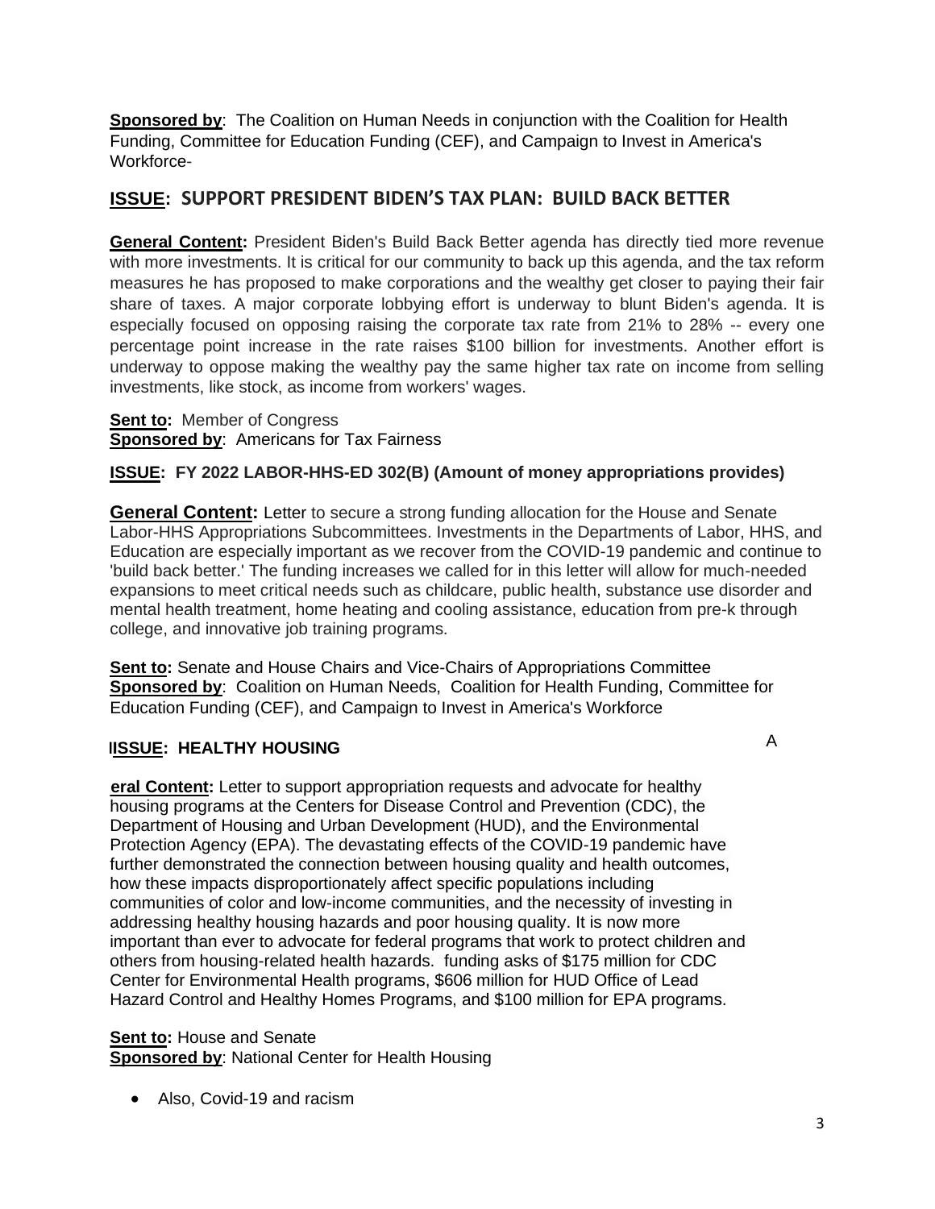**Sponsored by**: The Coalition on Human Needs in conjunction with the Coalition for Health Funding, Committee for Education Funding (CEF), and Campaign to Invest in America's Workforce-

## ISSUE: SUPPORT PRESIDENT BIDEN'S TAX PLAN: BUILD BACK BETTER

**General Content:** President Biden's Build Back Better agenda has directly tied more revenue with more investments. It is critical for our community to back up this agenda, and the tax reform measures he has proposed to make corporations and the wealthy get closer to paying their fair share of taxes. A major corporate lobbying effort is underway to blunt Biden's agenda. It is especially focused on opposing raising the corporate tax rate from 21% to 28% -- every one percentage point increase in the rate raises $100 billion for investments. Another effort is underway to oppose making the wealthy pay the same higher tax rate on income from selling investments, like stock, as income from workers' wages.

**Sent to:** Member of Congress
**Sponsored by**: Americans for Tax Fairness

## ISSUE: FY 2022 LABOR-HHS-ED 302(B) (Amount of money appropriations provides)

**General Content:** Letter to secure a strong funding allocation for the House and Senate Labor-HHS Appropriations Subcommittees. Investments in the Departments of Labor, HHS, and Education are especially important as we recover from the COVID-19 pandemic and continue to 'build back better.' The funding increases we called for in this letter will allow for much-needed expansions to meet critical needs such as childcare, public health, substance use disorder and mental health treatment, home heating and cooling assistance, education from pre-k through college, and innovative job training programs.

**Sent to:** Senate and House Chairs and Vice-Chairs of Appropriations Committee
**Sponsored by**: Coalition on Human Needs, Coalition for Health Funding, Committee for Education Funding (CEF), and Campaign to Invest in America's Workforce

## ISSUE: HEALTHY HOUSING

A

**eral Content:** Letter to support appropriation requests and advocate for healthy housing programs at the Centers for Disease Control and Prevention (CDC), the Department of Housing and Urban Development (HUD), and the Environmental Protection Agency (EPA). The devastating effects of the COVID-19 pandemic have further demonstrated the connection between housing quality and health outcomes, how these impacts disproportionately affect specific populations including communities of color and low-income communities, and the necessity of investing in addressing healthy housing hazards and poor housing quality. It is now more important than ever to advocate for federal programs that work to protect children and others from housing-related health hazards. funding asks of $175 million for CDC Center for Environmental Health programs, $606 million for HUD Office of Lead Hazard Control and Healthy Homes Programs, and $100 million for EPA programs.

**Sent to:** House and Senate
**Sponsored by**: National Center for Health Housing

- Also, Covid-19 and racism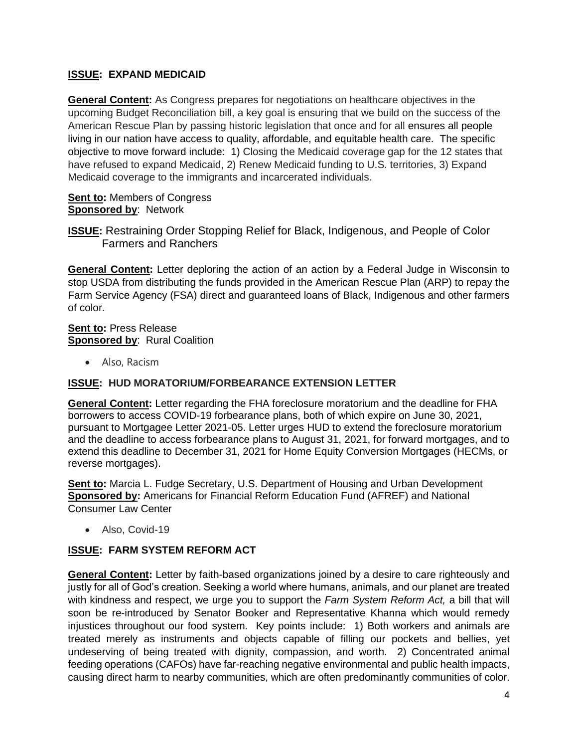**ISSUE: EXPAND MEDICAID**

**General Content:** As Congress prepares for negotiations on healthcare objectives in the upcoming Budget Reconciliation bill, a key goal is ensuring that we build on the success of the American Rescue Plan by passing historic legislation that once and for all ensures all people living in our nation have access to quality, affordable, and equitable health care. The specific objective to move forward include: 1) Closing the Medicaid coverage gap for the 12 states that have refused to expand Medicaid, 2) Renew Medicaid funding to U.S. territories, 3) Expand Medicaid coverage to the immigrants and incarcerated individuals.

**Sent to:** Members of Congress
**Sponsored by**: Network

**ISSUE:** Restraining Order Stopping Relief for Black, Indigenous, and People of Color Farmers and Ranchers

**General Content:** Letter deploring the action of an action by a Federal Judge in Wisconsin to stop USDA from distributing the funds provided in the American Rescue Plan (ARP) to repay the Farm Service Agency (FSA) direct and guaranteed loans of Black, Indigenous and other farmers of color.

**Sent to:** Press Release
**Sponsored by**: Rural Coalition

- Also, Racism

**ISSUE: HUD MORATORIUM/FORBEARANCE EXTENSION LETTER**

**General Content:** Letter regarding the FHA foreclosure moratorium and the deadline for FHA borrowers to access COVID-19 forbearance plans, both of which expire on June 30, 2021, pursuant to Mortgagee Letter 2021-05. Letter urges HUD to extend the foreclosure moratorium and the deadline to access forbearance plans to August 31, 2021, for forward mortgages, and to extend this deadline to December 31, 2021 for Home Equity Conversion Mortgages (HECMs, or reverse mortgages).

**Sent to:** Marcia L. Fudge Secretary, U.S. Department of Housing and Urban Development
**Sponsored by:** Americans for Financial Reform Education Fund (AFREF) and National Consumer Law Center

- Also, Covid-19

**ISSUE: FARM SYSTEM REFORM ACT**

**General Content:** Letter by faith-based organizations joined by a desire to care righteously and justly for all of God's creation. Seeking a world where humans, animals, and our planet are treated with kindness and respect, we urge you to support the *Farm System Reform Act,* a bill that will soon be re-introduced by Senator Booker and Representative Khanna which would remedy injustices throughout our food system. Key points include: 1) Both workers and animals are treated merely as instruments and objects capable of filling our pockets and bellies, yet undeserving of being treated with dignity, compassion, and worth. 2) Concentrated animal feeding operations (CAFOs) have far-reaching negative environmental and public health impacts, causing direct harm to nearby communities, which are often predominantly communities of color.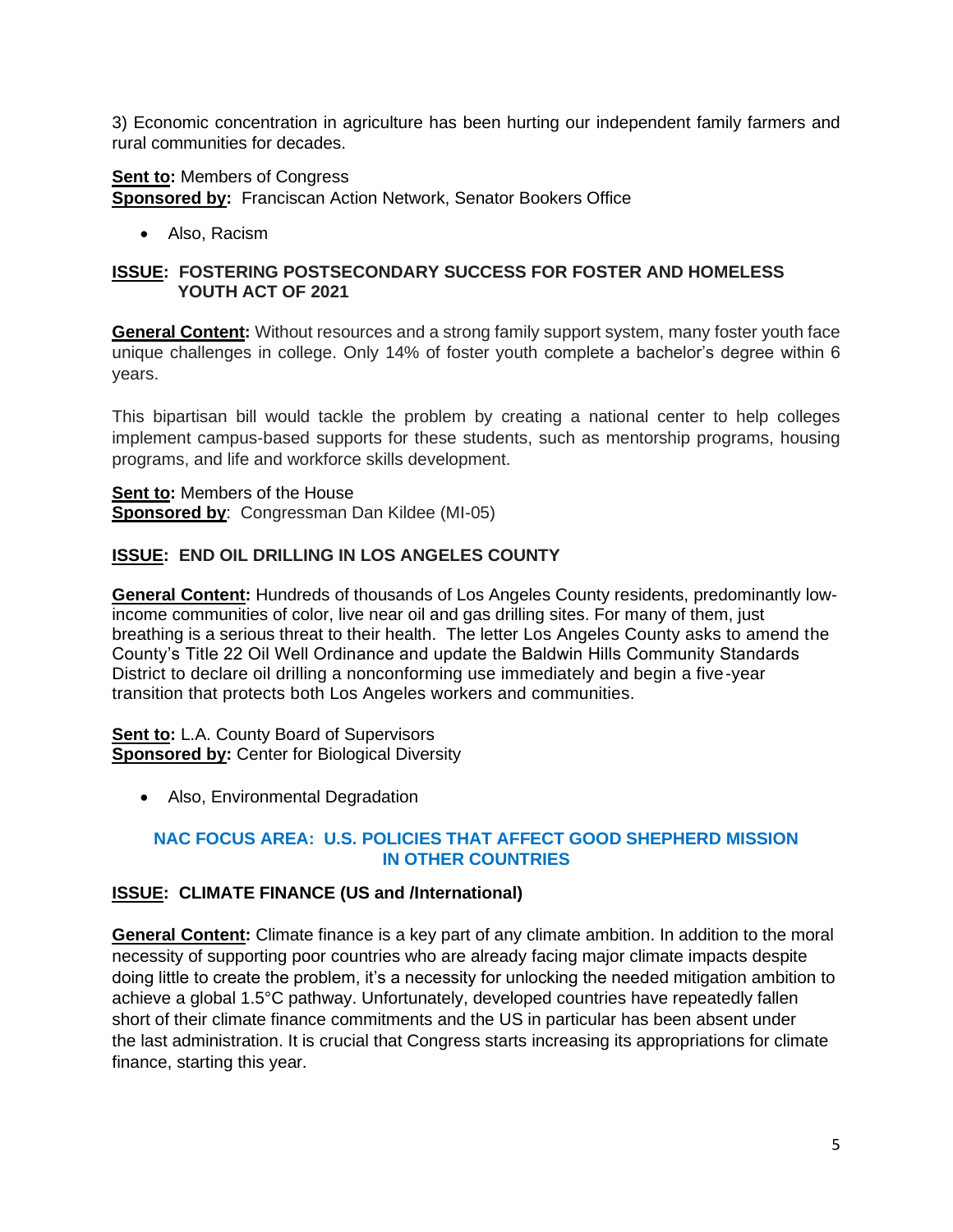3) Economic concentration in agriculture has been hurting our independent family farmers and rural communities for decades.

**Sent to:** Members of Congress
**Sponsored by:** Franciscan Action Network, Senator Bookers Office

- Also, Racism

**ISSUE: FOSTERING POSTSECONDARY SUCCESS FOR FOSTER AND HOMELESS YOUTH ACT OF 2021**

**General Content:** Without resources and a strong family support system, many foster youth face unique challenges in college. Only 14% of foster youth complete a bachelor's degree within 6 years.

This bipartisan bill would tackle the problem by creating a national center to help colleges implement campus-based supports for these students, such as mentorship programs, housing programs, and life and workforce skills development.

**Sent to:** Members of the House
**Sponsored by**: Congressman Dan Kildee (MI-05)

**ISSUE: END OIL DRILLING IN LOS ANGELES COUNTY**

**General Content:** Hundreds of thousands of Los Angeles County residents, predominantly low-income communities of color, live near oil and gas drilling sites. For many of them, just breathing is a serious threat to their health. The letter Los Angeles County asks to amend the County's Title 22 Oil Well Ordinance and update the Baldwin Hills Community Standards District to declare oil drilling a nonconforming use immediately and begin a five-year transition that protects both Los Angeles workers and communities.

**Sent to:** L.A. County Board of Supervisors
**Sponsored by:** Center for Biological Diversity

- Also, Environmental Degradation

## NAC FOCUS AREA: U.S. POLICIES THAT AFFECT GOOD SHEPHERD MISSION IN OTHER COUNTRIES

**ISSUE: CLIMATE FINANCE (US and /International)**

**General Content:** Climate finance is a key part of any climate ambition. In addition to the moral necessity of supporting poor countries who are already facing major climate impacts despite doing little to create the problem, it's a necessity for unlocking the needed mitigation ambition to achieve a global 1.5°C pathway. Unfortunately, developed countries have repeatedly fallen short of their climate finance commitments and the US in particular has been absent under the last administration. It is crucial that Congress starts increasing its appropriations for climate finance, starting this year.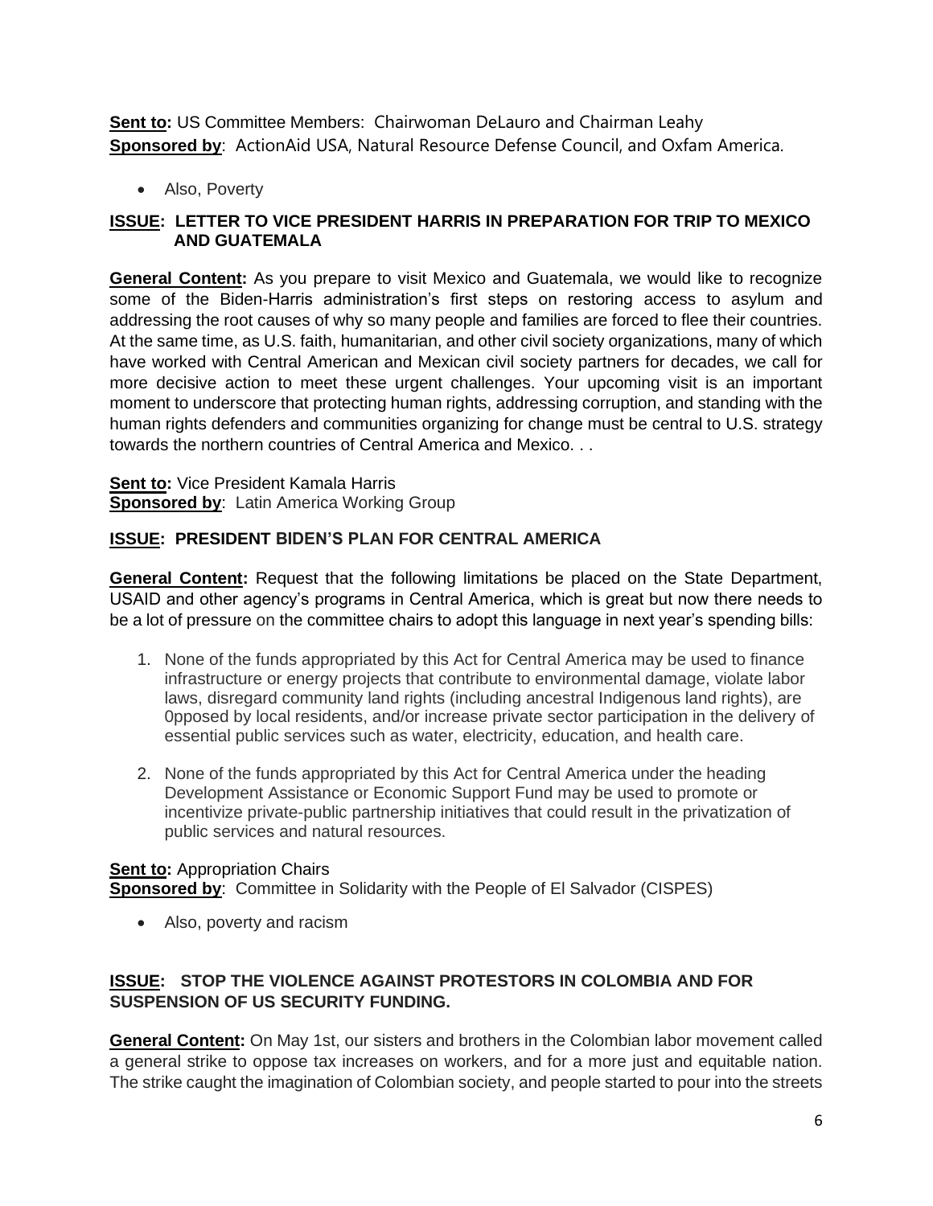**Sent to:** US Committee Members: Chairwoman DeLauro and Chairman Leahy
**Sponsored by**: ActionAid USA, Natural Resource Defense Council, and Oxfam America.

- Also, Poverty

**ISSUE: LETTER TO VICE PRESIDENT HARRIS IN PREPARATION FOR TRIP TO MEXICO AND GUATEMALA**

**General Content:** As you prepare to visit Mexico and Guatemala, we would like to recognize some of the Biden-Harris administration's first steps on restoring access to asylum and addressing the root causes of why so many people and families are forced to flee their countries. At the same time, as U.S. faith, humanitarian, and other civil society organizations, many of which have worked with Central American and Mexican civil society partners for decades, we call for more decisive action to meet these urgent challenges. Your upcoming visit is an important moment to underscore that protecting human rights, addressing corruption, and standing with the human rights defenders and communities organizing for change must be central to U.S. strategy towards the northern countries of Central America and Mexico. . .

**Sent to:** Vice President Kamala Harris
**Sponsored by**: Latin America Working Group

**ISSUE: PRESIDENT BIDEN'S PLAN FOR CENTRAL AMERICA**

**General Content:** Request that the following limitations be placed on the State Department, USAID and other agency's programs in Central America, which is great but now there needs to be a lot of pressure on the committee chairs to adopt this language in next year's spending bills:

1. None of the funds appropriated by this Act for Central America may be used to finance infrastructure or energy projects that contribute to environmental damage, violate labor laws, disregard community land rights (including ancestral Indigenous land rights), are 0pposed by local residents, and/or increase private sector participation in the delivery of essential public services such as water, electricity, education, and health care.

2. None of the funds appropriated by this Act for Central America under the heading Development Assistance or Economic Support Fund may be used to promote or incentivize private-public partnership initiatives that could result in the privatization of public services and natural resources.

**Sent to:** Appropriation Chairs
**Sponsored by**: Committee in Solidarity with the People of El Salvador (CISPES)

- Also, poverty and racism

**ISSUE: STOP THE VIOLENCE AGAINST PROTESTORS IN COLOMBIA AND FOR SUSPENSION OF US SECURITY FUNDING.**

**General Content:** On May 1st, our sisters and brothers in the Colombian labor movement called a general strike to oppose tax increases on workers, and for a more just and equitable nation. The strike caught the imagination of Colombian society, and people started to pour into the streets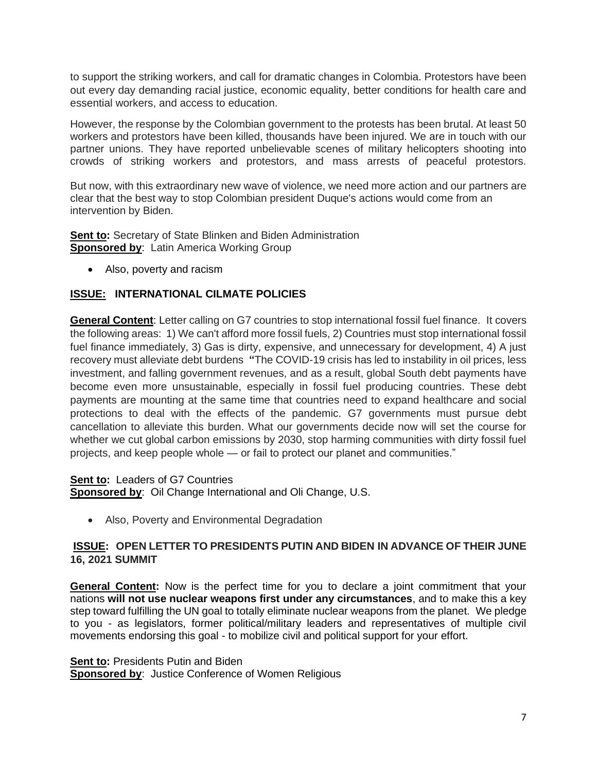to support the striking workers, and call for dramatic changes in Colombia. Protestors have been out every day demanding racial justice, economic equality, better conditions for health care and essential workers, and access to education.

However, the response by the Colombian government to the protests has been brutal. At least 50 workers and protestors have been killed, thousands have been injured. We are in touch with our partner unions. They have reported unbelievable scenes of military helicopters shooting into crowds of striking workers and protestors, and mass arrests of peaceful protestors.

But now, with this extraordinary new wave of violence, we need more action and our partners are clear that the best way to stop Colombian president Duque's actions would come from an intervention by Biden.

**Sent to:** Secretary of State Blinken and Biden Administration
**Sponsored by**: Latin America Working Group

- Also, poverty and racism

**ISSUE: INTERNATIONAL CILMATE POLICIES**

**General Content**: Letter calling on G7 countries to stop international fossil fuel finance. It covers the following areas: 1) We can't afford more fossil fuels, 2) Countries must stop international fossil fuel finance immediately, 3) Gas is dirty, expensive, and unnecessary for development, 4) A just recovery must alleviate debt burdens **"**The COVID-19 crisis has led to instability in oil prices, less investment, and falling government revenues, and as a result, global South debt payments have become even more unsustainable, especially in fossil fuel producing countries. These debt payments are mounting at the same time that countries need to expand healthcare and social protections to deal with the effects of the pandemic. G7 governments must pursue debt cancellation to alleviate this burden. What our governments decide now will set the course for whether we cut global carbon emissions by 2030, stop harming communities with dirty fossil fuel projects, and keep people whole — or fail to protect our planet and communities."

**Sent to:** Leaders of G7 Countries
**Sponsored by**: Oil Change International and Oli Change, U.S.

- Also, Poverty and Environmental Degradation

**ISSUE: OPEN LETTER TO PRESIDENTS PUTIN AND BIDEN IN ADVANCE OF THEIR JUNE 16, 2021 SUMMIT**

**General Content:** Now is the perfect time for you to declare a joint commitment that your nations **will not use nuclear weapons first under any circumstances**, and to make this a key step toward fulfilling the UN goal to totally eliminate nuclear weapons from the planet. We pledge to you - as legislators, former political/military leaders and representatives of multiple civil movements endorsing this goal - to mobilize civil and political support for your effort.

**Sent to:** Presidents Putin and Biden
**Sponsored by**: Justice Conference of Women Religious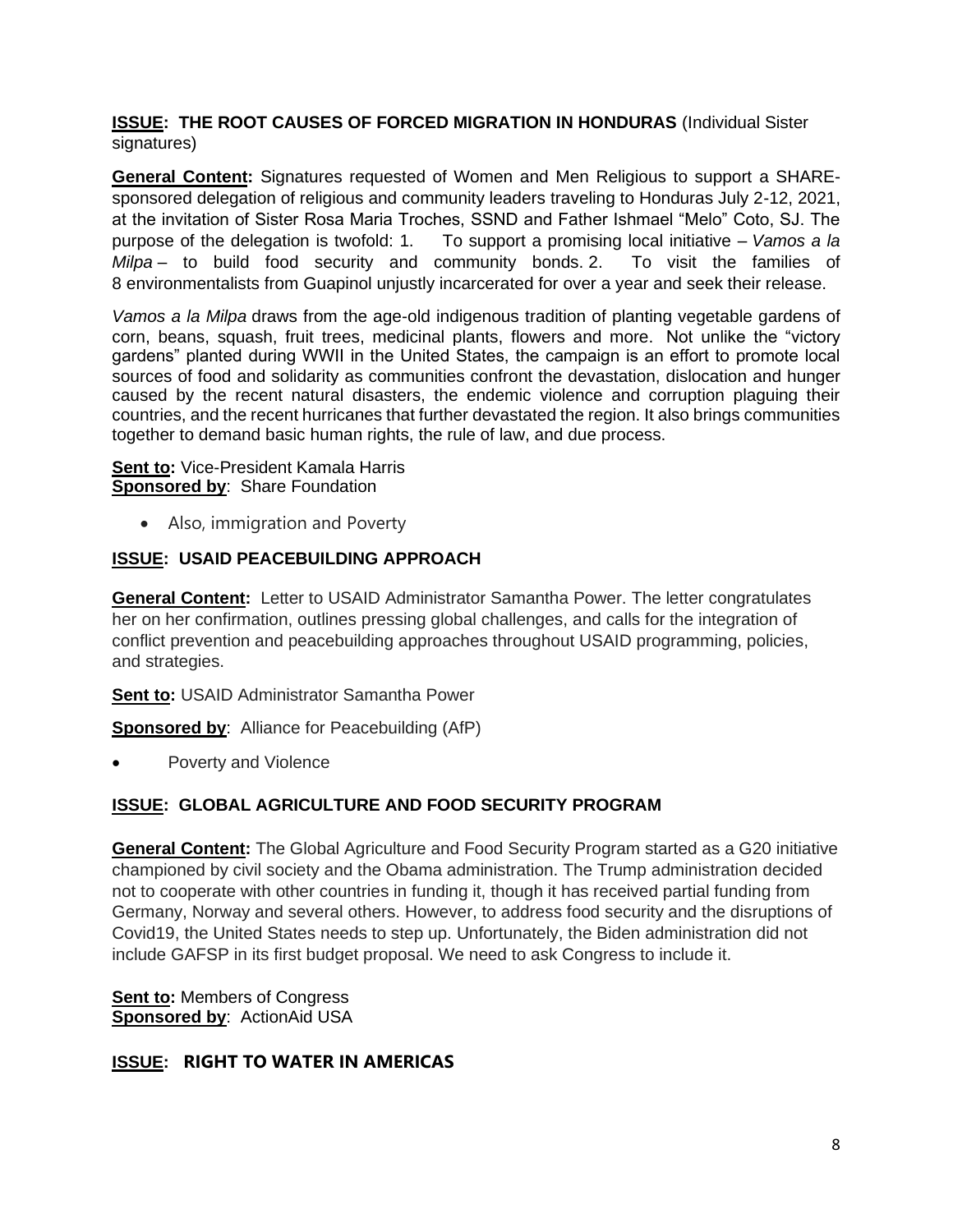**<u>ISSUE</u>: THE ROOT CAUSES OF FORCED MIGRATION IN HONDURAS** (Individual Sister signatures)

**<u>General Content</u>:** Signatures requested of Women and Men Religious to support a SHARE-sponsored delegation of religious and community leaders traveling to Honduras July 2-12, 2021, at the invitation of Sister Rosa Maria Troches, SSND and Father Ishmael "Melo" Coto, SJ. The purpose of the delegation is twofold: 1. To support a promising local initiative – *Vamos a la Milpa* – to build food security and community bonds. 2. To visit the families of 8 environmentalists from Guapinol unjustly incarcerated for over a year and seek their release.

*Vamos a la Milpa* draws from the age-old indigenous tradition of planting vegetable gardens of corn, beans, squash, fruit trees, medicinal plants, flowers and more. Not unlike the "victory gardens" planted during WWII in the United States, the campaign is an effort to promote local sources of food and solidarity as communities confront the devastation, dislocation and hunger caused by the recent natural disasters, the endemic violence and corruption plaguing their countries, and the recent hurricanes that further devastated the region. It also brings communities together to demand basic human rights, the rule of law, and due process.

**<u>Sent to</u>:** Vice-President Kamala Harris
**<u>Sponsored by</u>**: Share Foundation

- Also, immigration and Poverty

**<u>ISSUE</u>: USAID PEACEBUILDING APPROACH**

**<u>General Content</u>:** Letter to USAID Administrator Samantha Power. The letter congratulates her on her confirmation, outlines pressing global challenges, and calls for the integration of conflict prevention and peacebuilding approaches throughout USAID programming, policies, and strategies.

**<u>Sent to</u>:** USAID Administrator Samantha Power

**<u>Sponsored by</u>**: Alliance for Peacebuilding (AfP)

- Poverty and Violence

**<u>ISSUE</u>: GLOBAL AGRICULTURE AND FOOD SECURITY PROGRAM**

**<u>General Content</u>:** The Global Agriculture and Food Security Program started as a G20 initiative championed by civil society and the Obama administration. The Trump administration decided not to cooperate with other countries in funding it, though it has received partial funding from Germany, Norway and several others. However, to address food security and the disruptions of Covid19, the United States needs to step up. Unfortunately, the Biden administration did not include GAFSP in its first budget proposal. We need to ask Congress to include it.

**<u>Sent to</u>:** Members of Congress
**<u>Sponsored by</u>**: ActionAid USA

**<u>ISSUE</u>: RIGHT TO WATER IN AMERICAS**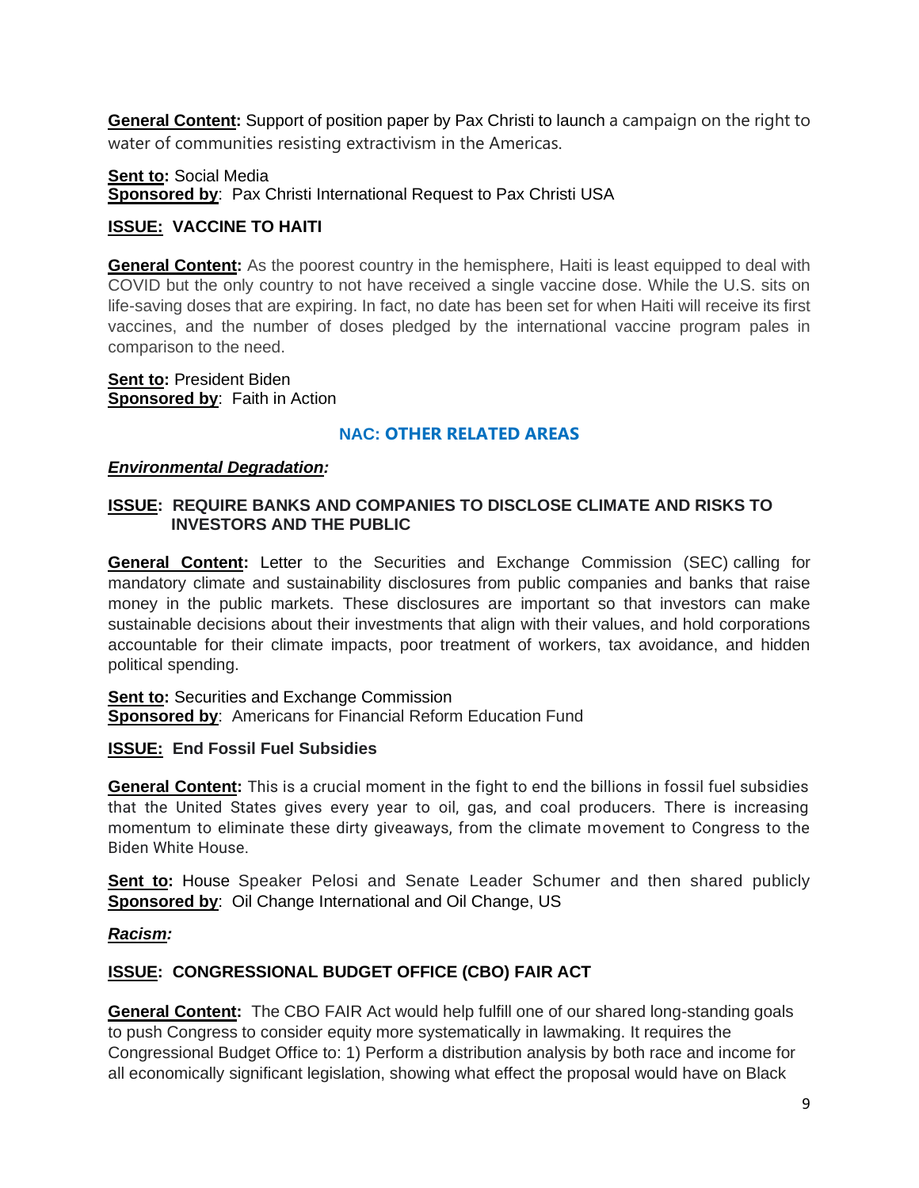**General Content:** Support of position paper by Pax Christi to launch a campaign on the right to water of communities resisting extractivism in the Americas.

**Sent to:** Social Media
**Sponsored by**: Pax Christi International Request to Pax Christi USA

**ISSUE: VACCINE TO HAITI**

**General Content:** As the poorest country in the hemisphere, Haiti is least equipped to deal with COVID but the only country to not have received a single vaccine dose. While the U.S. sits on life-saving doses that are expiring. In fact, no date has been set for when Haiti will receive its first vaccines, and the number of doses pledged by the international vaccine program pales in comparison to the need.

**Sent to:** President Biden
**Sponsored by**: Faith in Action

## NAC: OTHER RELATED AREAS

***Environmental Degradation:***

**ISSUE: REQUIRE BANKS AND COMPANIES TO DISCLOSE CLIMATE AND RISKS TO INVESTORS AND THE PUBLIC**

**General Content:** Letter to the Securities and Exchange Commission (SEC) calling for mandatory climate and sustainability disclosures from public companies and banks that raise money in the public markets. These disclosures are important so that investors can make sustainable decisions about their investments that align with their values, and hold corporations accountable for their climate impacts, poor treatment of workers, tax avoidance, and hidden political spending.

**Sent to:** Securities and Exchange Commission
**Sponsored by**: Americans for Financial Reform Education Fund

**ISSUE: End Fossil Fuel Subsidies**

**General Content:** This is a crucial moment in the fight to end the billions in fossil fuel subsidies that the United States gives every year to oil, gas, and coal producers. There is increasing momentum to eliminate these dirty giveaways, from the climate movement to Congress to the Biden White House.

**Sent to:** House Speaker Pelosi and Senate Leader Schumer and then shared publicly
**Sponsored by**: Oil Change International and Oil Change, US

***Racism:***

**ISSUE: CONGRESSIONAL BUDGET OFFICE (CBO) FAIR ACT**

**General Content:** The CBO FAIR Act would help fulfill one of our shared long-standing goals to push Congress to consider equity more systematically in lawmaking. It requires the Congressional Budget Office to: 1) Perform a distribution analysis by both race and income for all economically significant legislation, showing what effect the proposal would have on Black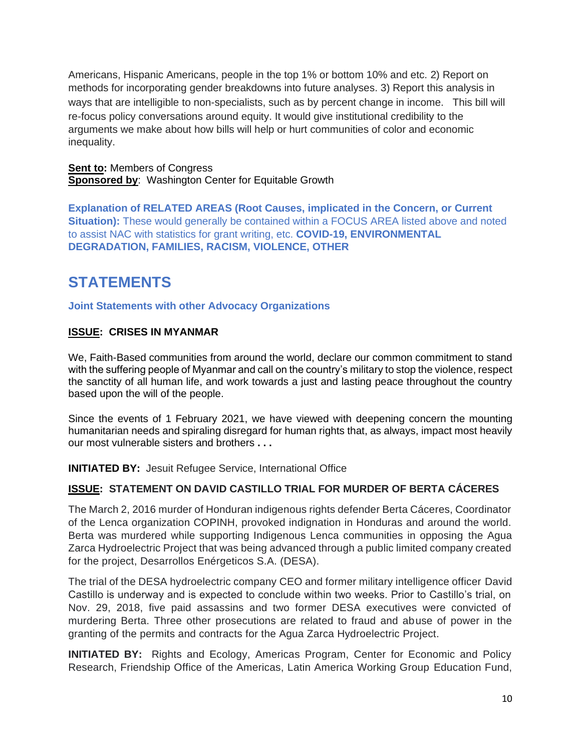Americans, Hispanic Americans, people in the top 1% or bottom 10% and etc. 2) Report on methods for incorporating gender breakdowns into future analyses. 3) Report this analysis in ways that are intelligible to non-specialists, such as by percent change in income. This bill will re-focus policy conversations around equity. It would give institutional credibility to the arguments we make about how bills will help or hurt communities of color and economic inequality.

**Sent to:** Members of Congress
**Sponsored by**: Washington Center for Equitable Growth

**Explanation of RELATED AREAS (Root Causes, implicated in the Concern, or Current Situation):** These would generally be contained within a FOCUS AREA listed above and noted to assist NAC with statistics for grant writing, etc. **COVID-19, ENVIRONMENTAL DEGRADATION, FAMILIES, RACISM, VIOLENCE, OTHER**

# STATEMENTS

### Joint Statements with other Advocacy Organizations

**ISSUE: CRISES IN MYANMAR**

We, Faith-Based communities from around the world, declare our common commitment to stand with the suffering people of Myanmar and call on the country's military to stop the violence, respect the sanctity of all human life, and work towards a just and lasting peace throughout the country based upon the will of the people.

Since the events of 1 February 2021, we have viewed with deepening concern the mounting humanitarian needs and spiraling disregard for human rights that, as always, impact most heavily our most vulnerable sisters and brothers **. . .**

**INITIATED BY:** Jesuit Refugee Service, International Office

**ISSUE: STATEMENT ON DAVID CASTILLO TRIAL FOR MURDER OF BERTA CÁCERES**

The March 2, 2016 murder of Honduran indigenous rights defender Berta Cáceres, Coordinator of the Lenca organization COPINH, provoked indignation in Honduras and around the world. Berta was murdered while supporting Indigenous Lenca communities in opposing the Agua Zarca Hydroelectric Project that was being advanced through a public limited company created for the project, Desarrollos Enérgeticos S.A. (DESA).

The trial of the DESA hydroelectric company CEO and former military intelligence officer David Castillo is underway and is expected to conclude within two weeks. Prior to Castillo's trial, on Nov. 29, 2018, five paid assassins and two former DESA executives were convicted of murdering Berta. Three other prosecutions are related to fraud and abuse of power in the granting of the permits and contracts for the Agua Zarca Hydroelectric Project.

**INITIATED BY:** Rights and Ecology, Americas Program, Center for Economic and Policy Research, Friendship Office of the Americas, Latin America Working Group Education Fund,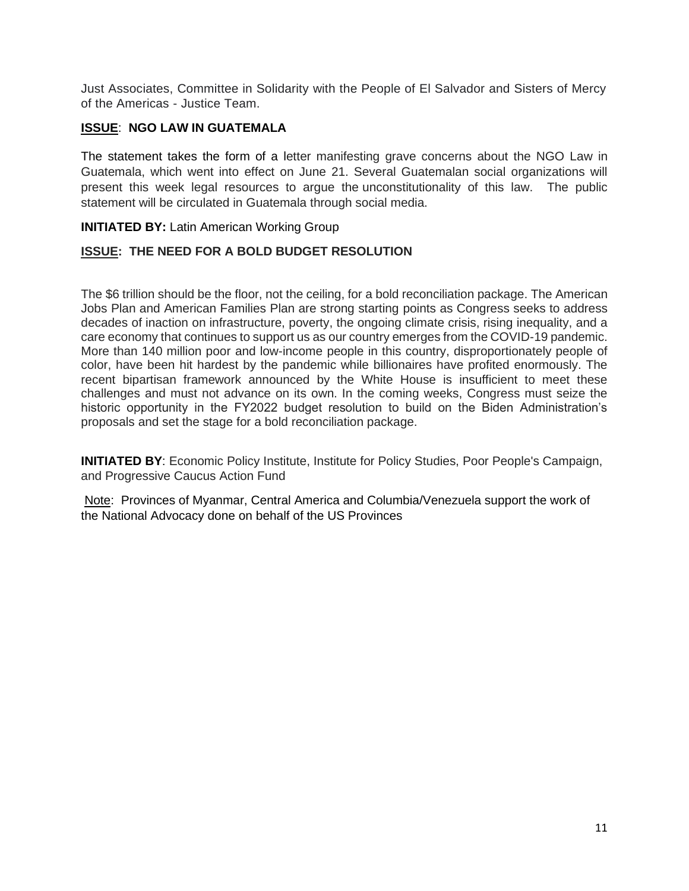Just Associates, Committee in Solidarity with the People of El Salvador and Sisters of Mercy of the Americas - Justice Team.

**ISSUE**: **NGO LAW IN GUATEMALA**

The statement takes the form of a letter manifesting grave concerns about the NGO Law in Guatemala, which went into effect on June 21. Several Guatemalan social organizations will present this week legal resources to argue the unconstitutionality of this law. The public statement will be circulated in Guatemala through social media.

**INITIATED BY:** Latin American Working Group

**ISSUE: THE NEED FOR A BOLD BUDGET RESOLUTION**

The $6 trillion should be the floor, not the ceiling, for a bold reconciliation package. The American Jobs Plan and American Families Plan are strong starting points as Congress seeks to address decades of inaction on infrastructure, poverty, the ongoing climate crisis, rising inequality, and a care economy that continues to support us as our country emerges from the COVID-19 pandemic. More than 140 million poor and low-income people in this country, disproportionately people of color, have been hit hardest by the pandemic while billionaires have profited enormously. The recent bipartisan framework announced by the White House is insufficient to meet these challenges and must not advance on its own. In the coming weeks, Congress must seize the historic opportunity in the FY2022 budget resolution to build on the Biden Administration's proposals and set the stage for a bold reconciliation package.

**INITIATED BY**: Economic Policy Institute, Institute for Policy Studies, Poor People's Campaign, and Progressive Caucus Action Fund

Note: Provinces of Myanmar, Central America and Columbia/Venezuela support the work of the National Advocacy done on behalf of the US Provinces